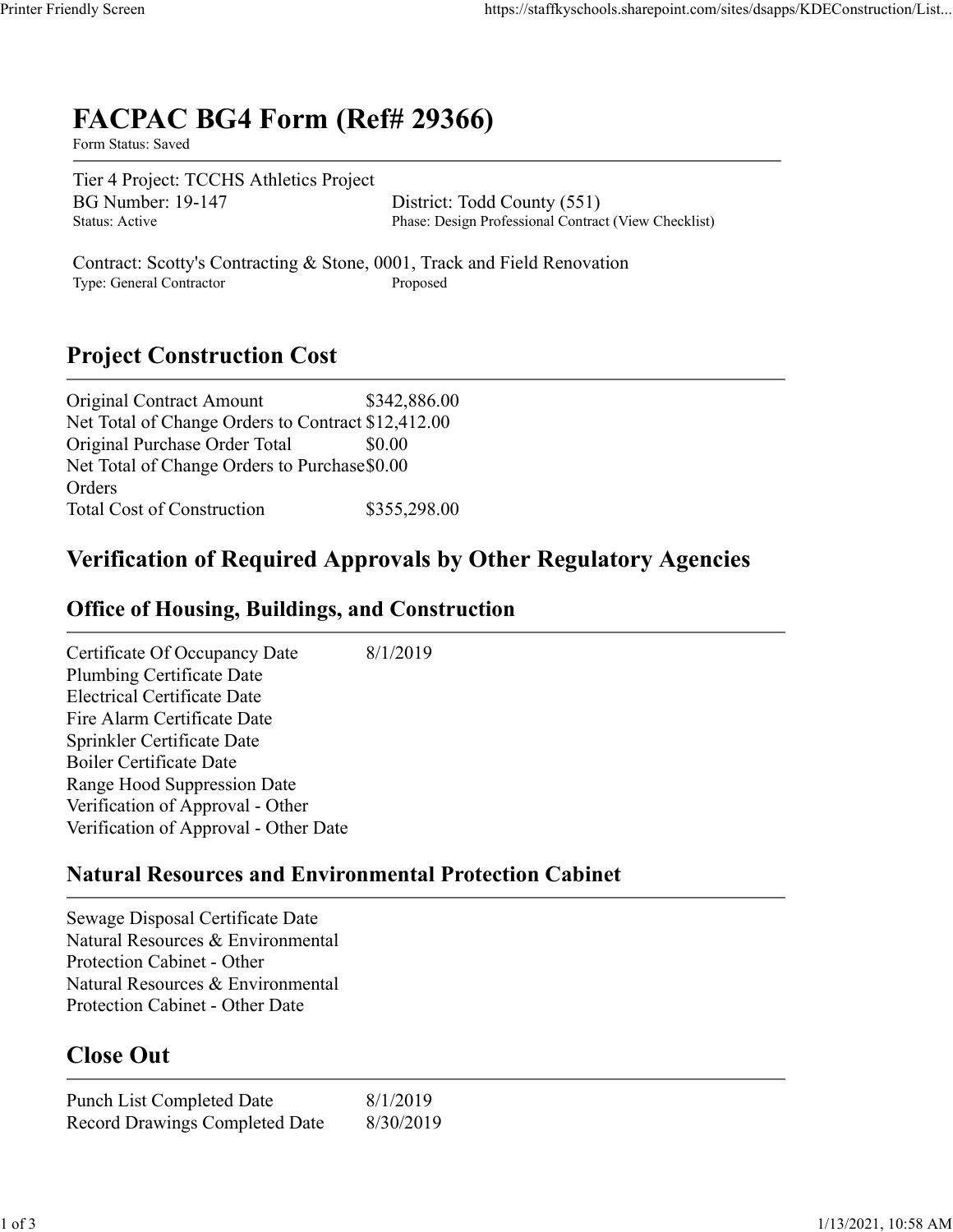# FACPAC BG4 Form (Ref# 29366)

Form Status: Saved

Tier 4 Project: TCCHS Athletics Project

BG Number: 19-147
Status: Active

District: Todd County (551)
Phase: Design Professional Contract (View Checklist)

Contract: Scotty's Contracting & Stone, 0001, Track and Field Renovation
Type: General Contractor
Proposed

## Project Construction Cost

| | |
|---|---|
| Original Contract Amount | $342,886.00 |
| Net Total of Change Orders to Contract | $12,412.00 |
| Original Purchase Order Total | $0.00 |
| Net Total of Change Orders to Purchase Orders | $0.00 |
| Total Cost of Construction | $355,298.00 |

## Verification of Required Approvals by Other Regulatory Agencies

### Office of Housing, Buildings, and Construction

| | |
|---|---|
| Certificate Of Occupancy Date | 8/1/2019 |
| Plumbing Certificate Date | |
| Electrical Certificate Date | |
| Fire Alarm Certificate Date | |
| Sprinkler Certificate Date | |
| Boiler Certificate Date | |
| Range Hood Suppression Date | |
| Verification of Approval - Other | |
| Verification of Approval - Other Date | |

### Natural Resources and Environmental Protection Cabinet

| | |
|---|---|
| Sewage Disposal Certificate Date | |
| Natural Resources & Environmental Protection Cabinet - Other | |
| Natural Resources & Environmental Protection Cabinet - Other Date | |

## Close Out

| | |
|---|---|
| Punch List Completed Date | 8/1/2019 |
| Record Drawings Completed Date | 8/30/2019 |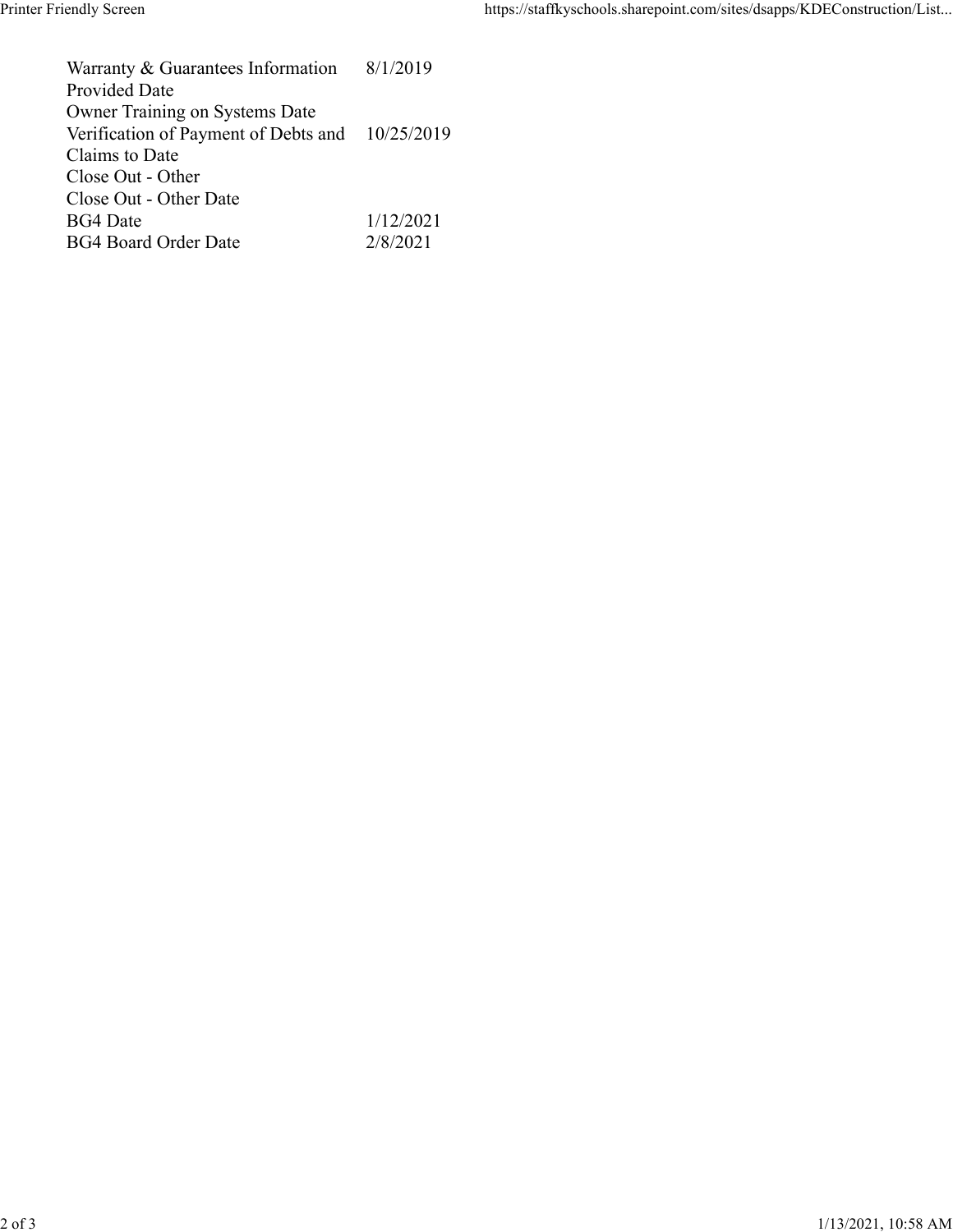| | |
|---|---|
| Warranty & Guarantees Information Provided Date | 8/1/2019 |
| Owner Training on Systems Date | |
| Verification of Payment of Debts and Claims to Date | 10/25/2019 |
| Close Out - Other | |
| Close Out - Other Date | |
| BG4 Date | 1/12/2021 |
| BG4 Board Order Date | 2/8/2021 |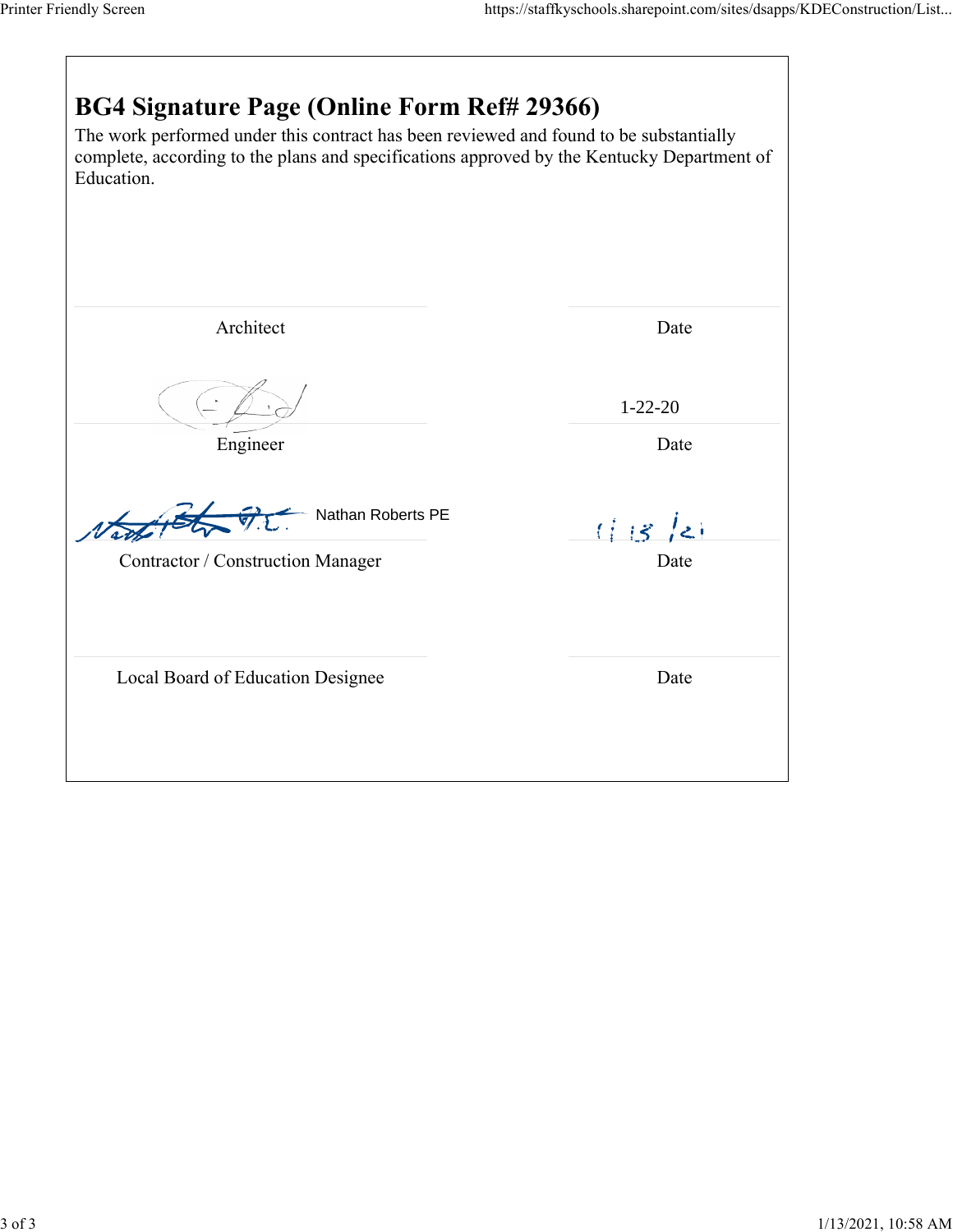# BG4 Signature Page (Online Form Ref# 29366)

The work performed under this contract has been reviewed and found to be substantially complete, according to the plans and specifications approved by the Kentucky Department of Education.

| | |
|---|---|
| Architect | Date |
| | 1-22-20 |
| Engineer | Date |
| Nathan Roberts PE | 1/13/21 |
| Contractor / Construction Manager | Date |
| | |
| Local Board of Education Designee | Date |